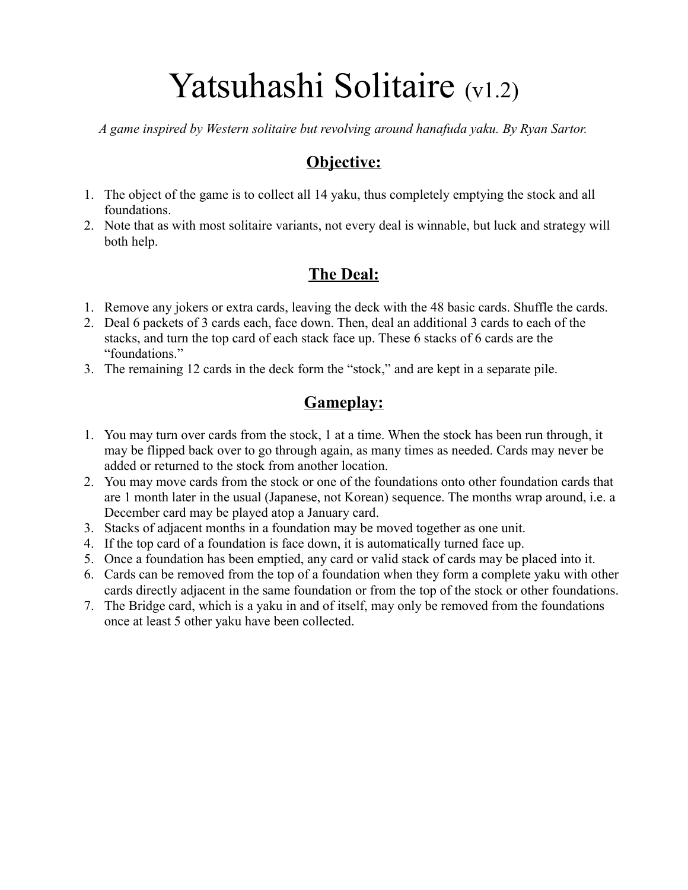# Yatsuhashi Solitaire (v1.2)

*A game inspired by Western solitaire but revolving around hanafuda yaku. By Ryan Sartor.*

## Objective:

1. The object of the game is to collect all 14 yaku, thus completely emptying the stock and all foundations.
2. Note that as with most solitaire variants, not every deal is winnable, but luck and strategy will both help.

## The Deal:

1. Remove any jokers or extra cards, leaving the deck with the 48 basic cards. Shuffle the cards.
2. Deal 6 packets of 3 cards each, face down. Then, deal an additional 3 cards to each of the stacks, and turn the top card of each stack face up. These 6 stacks of 6 cards are the "foundations."
3. The remaining 12 cards in the deck form the "stock," and are kept in a separate pile.

## Gameplay:

1. You may turn over cards from the stock, 1 at a time. When the stock has been run through, it may be flipped back over to go through again, as many times as needed. Cards may never be added or returned to the stock from another location.
2. You may move cards from the stock or one of the foundations onto other foundation cards that are 1 month later in the usual (Japanese, not Korean) sequence. The months wrap around, i.e. a December card may be played atop a January card.
3. Stacks of adjacent months in a foundation may be moved together as one unit.
4. If the top card of a foundation is face down, it is automatically turned face up.
5. Once a foundation has been emptied, any card or valid stack of cards may be placed into it.
6. Cards can be removed from the top of a foundation when they form a complete yaku with other cards directly adjacent in the same foundation or from the top of the stock or other foundations.
7. The Bridge card, which is a yaku in and of itself, may only be removed from the foundations once at least 5 other yaku have been collected.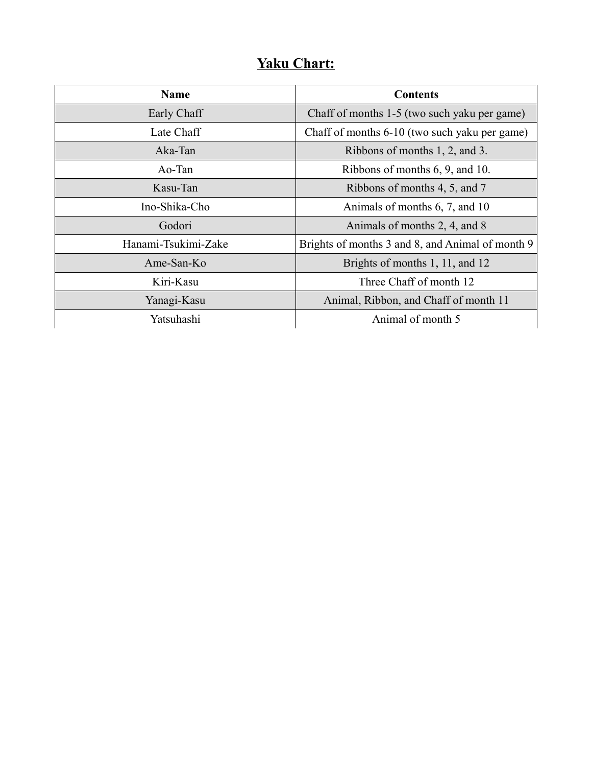# **Yaku Chart:**

| **Name** | **Contents** |
|---|---|
| Early Chaff | Chaff of months 1-5 (two such yaku per game) |
| Late Chaff | Chaff of months 6-10 (two such yaku per game) |
| Aka-Tan | Ribbons of months 1, 2, and 3. |
| Ao-Tan | Ribbons of months 6, 9, and 10. |
| Kasu-Tan | Ribbons of months 4, 5, and 7 |
| Ino-Shika-Cho | Animals of months 6, 7, and 10 |
| Godori | Animals of months 2, 4, and 8 |
| Hanami-Tsukimi-Zake | Brights of months 3 and 8, and Animal of month 9 |
| Ame-San-Ko | Brights of months 1, 11, and 12 |
| Kiri-Kasu | Three Chaff of month 12 |
| Yanagi-Kasu | Animal, Ribbon, and Chaff of month 11 |
| Yatsuhashi | Animal of month 5 |